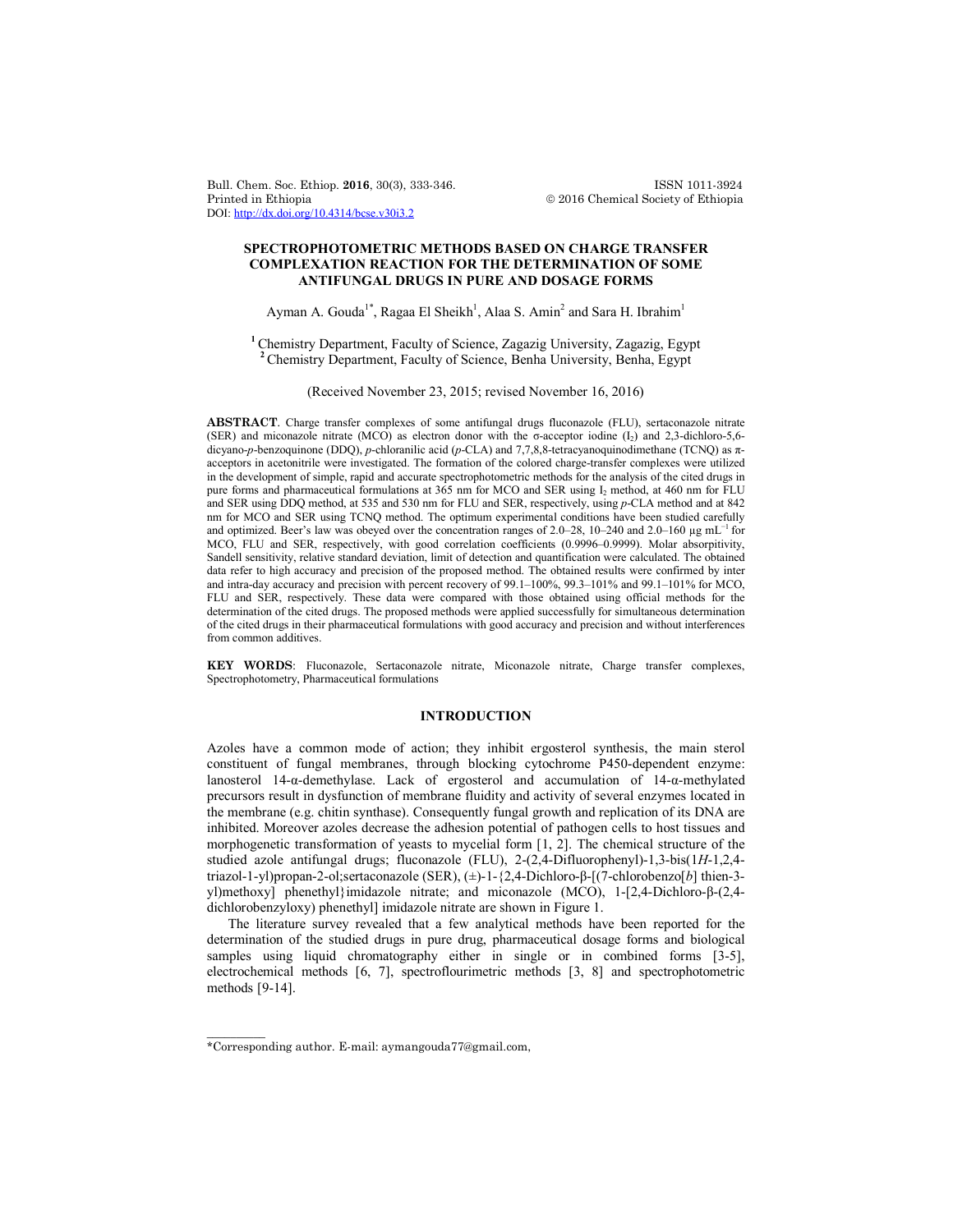# SPECTROPHOTOMETRIC METHODS BASED ON CHARGE TRANSFER COMPLEXATION REACTION FOR THE DETERMINATION OF SOME ANTIFUNGAL DRUGS IN PURE AND DOSAGE FORMS

Ayman A. Gouda[1*], Ragaa El Sheikh[1], Alaa S. Amin[2] and Sara H. Ibrahim[1]

[1] Chemistry Department, Faculty of Science, Zagazig University, Zagazig, Egypt
[2] Chemistry Department, Faculty of Science, Benha University, Benha, Egypt

(Received November 23, 2015; revised November 16, 2016)

**ABSTRACT**. Charge transfer complexes of some antifungal drugs fluconazole (FLU), sertaconazole nitrate (SER) and miconazole nitrate (MCO) as electron donor with the σ-acceptor iodine ($I_2$) and 2,3-dichloro-5,6-dicyano-*p*-benzoquinone (DDQ), *p*-chloranilic acid (*p*-CLA) and 7,7,8,8-tetracyanoquinodimethane (TCNQ) as π-acceptors in acetonitrile were investigated. The formation of the colored charge-transfer complexes were utilized in the development of simple, rapid and accurate spectrophotometric methods for the analysis of the cited drugs in pure forms and pharmaceutical formulations at 365 nm for MCO and SER using $I_2$ method, at 460 nm for FLU and SER using DDQ method, at 535 and 530 nm for FLU and SER, respectively, using *p*-CLA method and at 842 nm for MCO and SER using TCNQ method. The optimum experimental conditions have been studied carefully and optimized. Beer's law was obeyed over the concentration ranges of 2.0–28, 10–240 and 2.0–160 μg $mL^{-1}$ for MCO, FLU and SER, respectively, with good correlation coefficients (0.9996–0.9999). Molar absorptivity, Sandell sensitivity, relative standard deviation, limit of detection and quantification were calculated. The obtained data refer to high accuracy and precision of the proposed method. The obtained results were confirmed by inter and intra-day accuracy and precision with percent recovery of 99.1–100%, 99.3–101% and 99.1–101% for MCO, FLU and SER, respectively. These data were compared with those obtained using official methods for the determination of the cited drugs. The proposed methods were applied successfully for simultaneous determination of the cited drugs in their pharmaceutical formulations with good accuracy and precision and without interferences from common additives.

**KEY WORDS**: Fluconazole, Sertaconazole nitrate, Miconazole nitrate, Charge transfer complexes, Spectrophotometry, Pharmaceutical formulations

## INTRODUCTION

Azoles have a common mode of action; they inhibit ergosterol synthesis, the main sterol constituent of fungal membranes, through blocking cytochrome P450-dependent enzyme: lanosterol 14-α-demethylase. Lack of ergosterol and accumulation of 14-α-methylated precursors result in dysfunction of membrane fluidity and activity of several enzymes located in the membrane (e.g. chitin synthase). Consequently fungal growth and replication of its DNA are inhibited. Moreover azoles decrease the adhesion potential of pathogen cells to host tissues and morphogenetic transformation of yeasts to mycelial form [1, 2]. The chemical structure of the studied azole antifungal drugs; fluconazole (FLU), 2-(2,4-Difluorophenyl)-1,3-bis(1*H*-1,2,4-triazol-1-yl)propan-2-ol;sertaconazole (SER), (±)-1-{2,4-Dichloro-β-[(7-chlorobenzo[*b*] thien-3-yl)methoxy] phenethyl}imidazole nitrate; and miconazole (MCO), 1-[2,4-Dichloro-β-(2,4-dichlorobenzyloxy) phenethyl] imidazole nitrate are shown in Figure 1.

The literature survey revealed that a few analytical methods have been reported for the determination of the studied drugs in pure drug, pharmaceutical dosage forms and biological samples using liquid chromatography either in single or in combined forms [3-5], electrochemical methods [6, 7], spectroflourimetric methods [3, 8] and spectrophotometric methods [9-14].

*Corresponding author. E-mail: aymangouda77@gmail.com,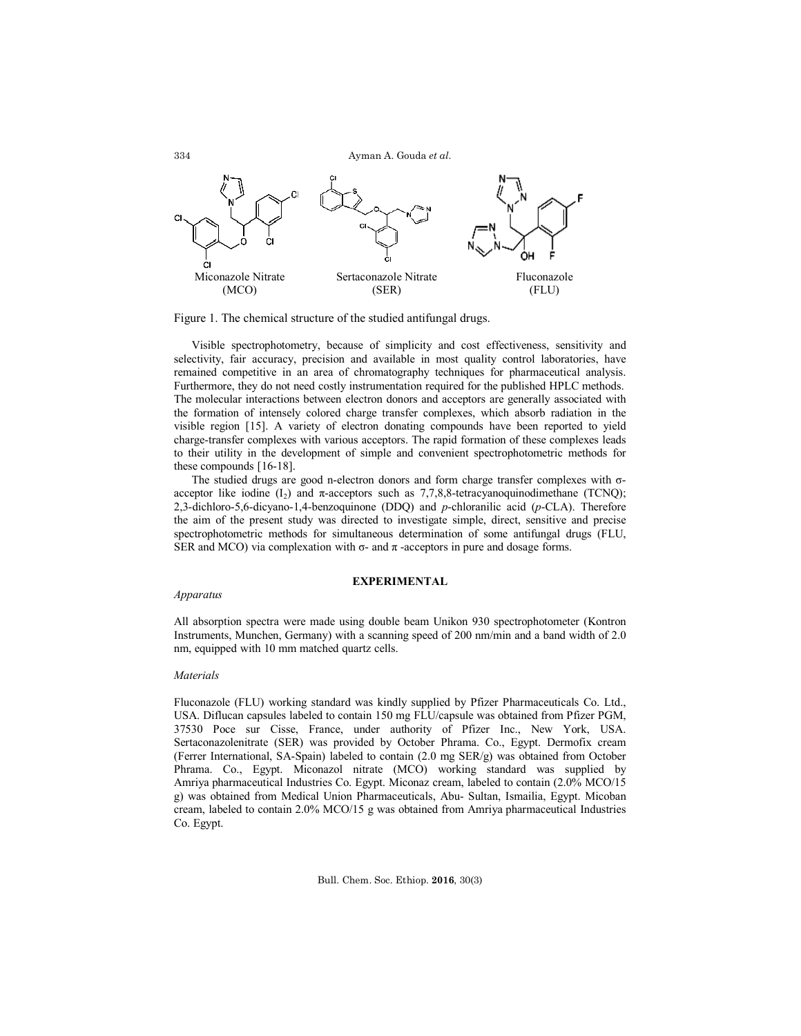Miconazole Nitrate (MCO) Sertaconazole Nitrate (SER) Fluconazole (FLU)

Figure 1. The chemical structure of the studied antifungal drugs.

Visible spectrophotometry, because of simplicity and cost effectiveness, sensitivity and selectivity, fair accuracy, precision and available in most quality control laboratories, have remained competitive in an area of chromatography techniques for pharmaceutical analysis. Furthermore, they do not need costly instrumentation required for the published HPLC methods. The molecular interactions between electron donors and acceptors are generally associated with the formation of intensely colored charge transfer complexes, which absorb radiation in the visible region [15]. A variety of electron donating compounds have been reported to yield charge-transfer complexes with various acceptors. The rapid formation of these complexes leads to their utility in the development of simple and convenient spectrophotometric methods for these compounds [16-18].

The studied drugs are good n-electron donors and form charge transfer complexes with σ-acceptor like iodine ($I_2$) and π-acceptors such as 7,7,8,8-tetracyanoquinodimethane (TCNQ); 2,3-dichloro-5,6-dicyano-1,4-benzoquinone (DDQ) and *p*-chloranilic acid (*p*-CLA). Therefore the aim of the present study was directed to investigate simple, direct, sensitive and precise spectrophotometric methods for simultaneous determination of some antifungal drugs (FLU, SER and MCO) via complexation with σ- and π -acceptors in pure and dosage forms.

## EXPERIMENTAL

### *Apparatus*

All absorption spectra were made using double beam Unikon 930 spectrophotometer (Kontron Instruments, Munchen, Germany) with a scanning speed of 200 nm/min and a band width of 2.0 nm, equipped with 10 mm matched quartz cells.

### *Materials*

Fluconazole (FLU) working standard was kindly supplied by Pfizer Pharmaceuticals Co. Ltd., USA. Diflucan capsules labeled to contain 150 mg FLU/capsule was obtained from Pfizer PGM, 37530 Poce sur Cisse, France, under authority of Pfizer Inc., New York, USA. Sertaconazolenitrate (SER) was provided by October Phrama. Co., Egypt. Dermofix cream (Ferrer International, SA-Spain) labeled to contain (2.0 mg SER/g) was obtained from October Phrama. Co., Egypt. Miconazol nitrate (MCO) working standard was supplied by Amriya pharmaceutical Industries Co. Egypt. Miconaz cream, labeled to contain (2.0% MCO/15 g) was obtained from Medical Union Pharmaceuticals, Abu- Sultan, Ismailia, Egypt. Micoban cream, labeled to contain 2.0% MCO/15 g was obtained from Amriya pharmaceutical Industries Co. Egypt.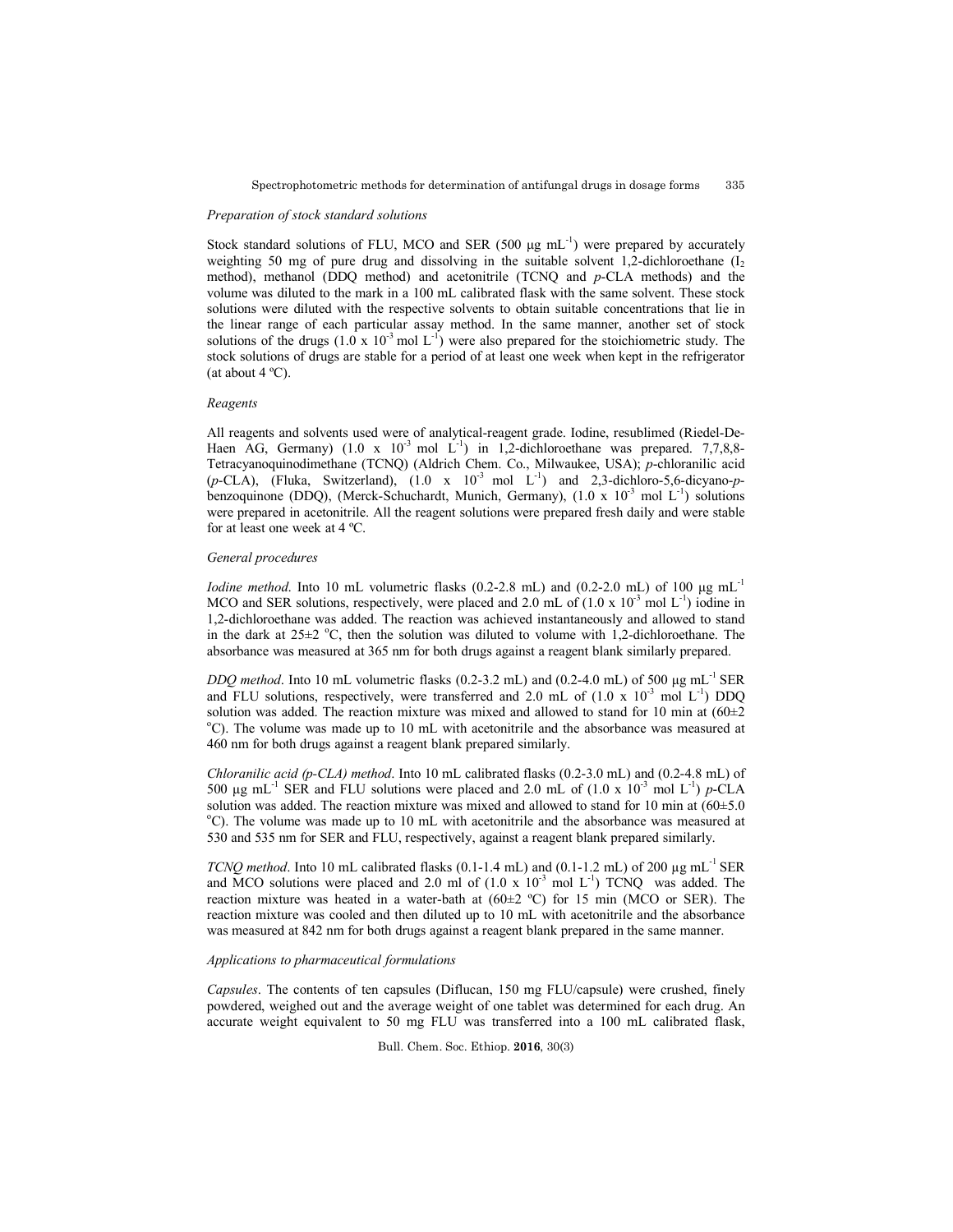*Preparation of stock standard solutions*

Stock standard solutions of FLU, MCO and SER (500 µg mL$^{-1}$) were prepared by accurately weighting 50 mg of pure drug and dissolving in the suitable solvent 1,2-dichloroethane ($I_2$ method), methanol (DDQ method) and acetonitrile (TCNQ and *p*-CLA methods) and the volume was diluted to the mark in a 100 mL calibrated flask with the same solvent. These stock solutions were diluted with the respective solvents to obtain suitable concentrations that lie in the linear range of each particular assay method. In the same manner, another set of stock solutions of the drugs (1.0 x 10$^{-3}$ mol L$^{-1}$) were also prepared for the stoichiometric study. The stock solutions of drugs are stable for a period of at least one week when kept in the refrigerator (at about 4 ºC).

*Reagents*

All reagents and solvents used were of analytical-reagent grade. Iodine, resublimed (Riedel-De-Haen AG, Germany) (1.0 x 10$^{-3}$ mol L$^{-1}$) in 1,2-dichloroethane was prepared. 7,7,8,8-Tetracyanoquinodimethane (TCNQ) (Aldrich Chem. Co., Milwaukee, USA); *p*-chloranilic acid (*p*-CLA), (Fluka, Switzerland), (1.0 x 10$^{-3}$ mol L$^{-1}$) and 2,3-dichloro-5,6-dicyano-*p*-benzoquinone (DDQ), (Merck-Schuchardt, Munich, Germany), (1.0 x 10$^{-3}$ mol L$^{-1}$) solutions were prepared in acetonitrile. All the reagent solutions were prepared fresh daily and were stable for at least one week at 4 ºC.

*General procedures*

*Iodine method*. Into 10 mL volumetric flasks (0.2-2.8 mL) and (0.2-2.0 mL) of 100 µg mL$^{-1}$ MCO and SER solutions, respectively, were placed and 2.0 mL of (1.0 x 10$^{-3}$ mol L$^{-1}$) iodine in 1,2-dichloroethane was added. The reaction was achieved instantaneously and allowed to stand in the dark at 25±2 $^{o}$C, then the solution was diluted to volume with 1,2-dichloroethane. The absorbance was measured at 365 nm for both drugs against a reagent blank similarly prepared.

*DDQ method*. Into 10 mL volumetric flasks (0.2-3.2 mL) and (0.2-4.0 mL) of 500 µg mL$^{-1}$ SER and FLU solutions, respectively, were transferred and 2.0 mL of (1.0 x 10$^{-3}$ mol L$^{-1}$) DDQ solution was added. The reaction mixture was mixed and allowed to stand for 10 min at (60±2 $^{o}$C). The volume was made up to 10 mL with acetonitrile and the absorbance was measured at 460 nm for both drugs against a reagent blank prepared similarly.

*Chloranilic acid (p-CLA) method*. Into 10 mL calibrated flasks (0.2-3.0 mL) and (0.2-4.8 mL) of 500 µg mL$^{-1}$ SER and FLU solutions were placed and 2.0 mL of (1.0 x 10$^{-3}$ mol L$^{-1}$) *p*-CLA solution was added. The reaction mixture was mixed and allowed to stand for 10 min at (60±5.0 $^{o}$C). The volume was made up to 10 mL with acetonitrile and the absorbance was measured at 530 and 535 nm for SER and FLU, respectively, against a reagent blank prepared similarly.

*TCNQ method*. Into 10 mL calibrated flasks (0.1-1.4 mL) and (0.1-1.2 mL) of 200 µg mL$^{-1}$ SER and MCO solutions were placed and 2.0 mL of (1.0 x 10$^{-3}$ mol L$^{-1}$) TCNQ was added. The reaction mixture was heated in a water-bath at (60±2 ºC) for 15 min (MCO or SER). The reaction mixture was cooled and then diluted up to 10 mL with acetonitrile and the absorbance was measured at 842 nm for both drugs against a reagent blank prepared in the same manner.

*Applications to pharmaceutical formulations*

*Capsules*. The contents of ten capsules (Diflucan, 150 mg FLU/capsule) were crushed, finely powdered, weighed out and the average weight of one tablet was determined for each drug. An accurate weight equivalent to 50 mg FLU was transferred into a 100 mL calibrated flask,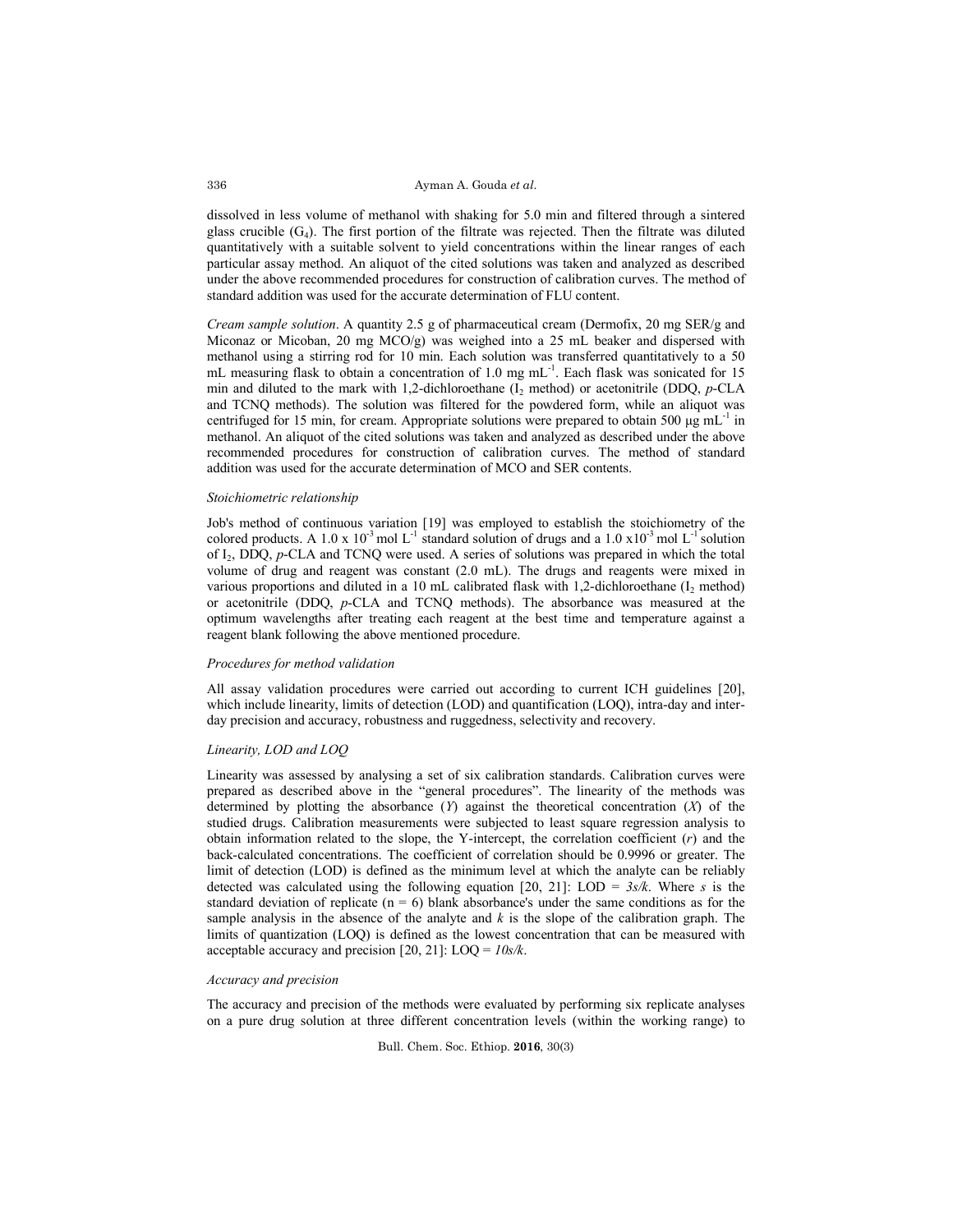dissolved in less volume of methanol with shaking for 5.0 min and filtered through a sintered glass crucible ($G_4$). The first portion of the filtrate was rejected. Then the filtrate was diluted quantitatively with a suitable solvent to yield concentrations within the linear ranges of each particular assay method. An aliquot of the cited solutions was taken and analyzed as described under the above recommended procedures for construction of calibration curves. The method of standard addition was used for the accurate determination of FLU content.

*Cream sample solution*. A quantity 2.5 g of pharmaceutical cream (Dermofix, 20 mg SER/g and Miconaz or Micoban, 20 mg MCO/g) was weighed into a 25 mL beaker and dispersed with methanol using a stirring rod for 10 min. Each solution was transferred quantitatively to a 50 mL measuring flask to obtain a concentration of 1.0 mg mL$^{-1}$. Each flask was sonicated for 15 min and diluted to the mark with 1,2-dichloroethane ($I_2$ method) or acetonitrile (DDQ, *p*-CLA and TCNQ methods). The solution was filtered for the powdered form, while an aliquot was centrifuged for 15 min, for cream. Appropriate solutions were prepared to obtain 500 μg mL$^{-1}$ in methanol. An aliquot of the cited solutions was taken and analyzed as described under the above recommended procedures for construction of calibration curves. The method of standard addition was used for the accurate determination of MCO and SER contents.

### *Stoichiometric relationship*

Job's method of continuous variation [19] was employed to establish the stoichiometry of the colored products. A 1.0 x 10$^{-3}$ mol L$^{-1}$ standard solution of drugs and a 1.0 x10$^{-3}$ mol L$^{-1}$ solution of $I_2$, DDQ, *p*-CLA and TCNQ were used. A series of solutions was prepared in which the total volume of drug and reagent was constant (2.0 mL). The drugs and reagents were mixed in various proportions and diluted in a 10 mL calibrated flask with 1,2-dichloroethane ($I_2$ method) or acetonitrile (DDQ, *p*-CLA and TCNQ methods). The absorbance was measured at the optimum wavelengths after treating each reagent at the best time and temperature against a reagent blank following the above mentioned procedure.

### *Procedures for method validation*

All assay validation procedures were carried out according to current ICH guidelines [20], which include linearity, limits of detection (LOD) and quantification (LOQ), intra-day and inter-day precision and accuracy, robustness and ruggedness, selectivity and recovery.

### *Linearity, LOD and LOQ*

Linearity was assessed by analysing a set of six calibration standards. Calibration curves were prepared as described above in the "general procedures". The linearity of the methods was determined by plotting the absorbance ($Y$) against the theoretical concentration ($X$) of the studied drugs. Calibration measurements were subjected to least square regression analysis to obtain information related to the slope, the Y-intercept, the correlation coefficient ($r$) and the back-calculated concentrations. The coefficient of correlation should be 0.9996 or greater. The limit of detection (LOD) is defined as the minimum level at which the analyte can be reliably detected was calculated using the following equation [20, 21]: LOD = $3s/k$. Where $s$ is the standard deviation of replicate ($n = 6$) blank absorbance's under the same conditions as for the sample analysis in the absence of the analyte and $k$ is the slope of the calibration graph. The limits of quantization (LOQ) is defined as the lowest concentration that can be measured with acceptable accuracy and precision [20, 21]: LOQ = $10s/k$.

### *Accuracy and precision*

The accuracy and precision of the methods were evaluated by performing six replicate analyses on a pure drug solution at three different concentration levels (within the working range) to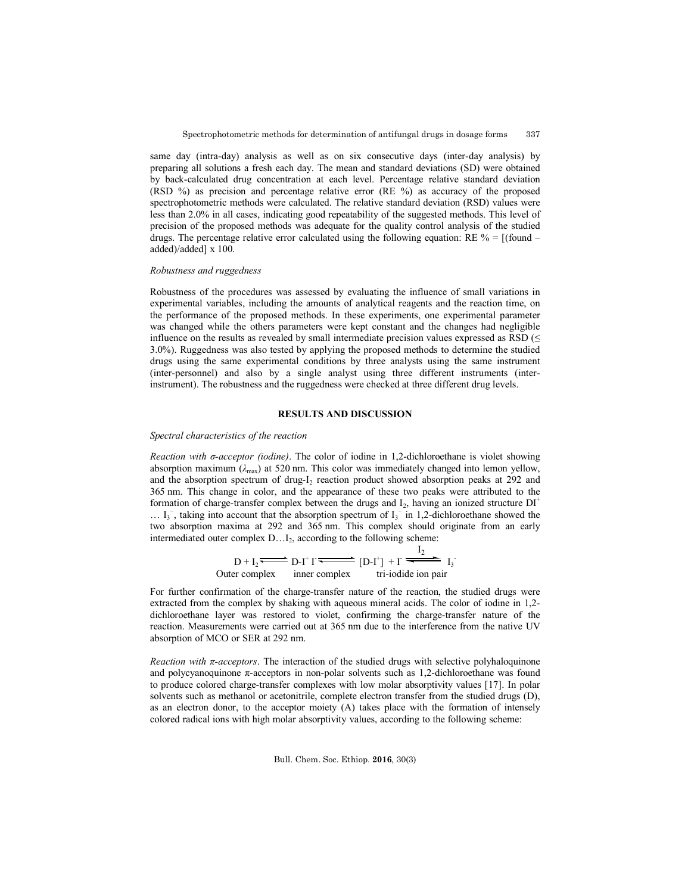same day (intra-day) analysis as well as on six consecutive days (inter-day analysis) by preparing all solutions a fresh each day. The mean and standard deviations (SD) were obtained by back-calculated drug concentration at each level. Percentage relative standard deviation (RSD %) as precision and percentage relative error (RE %) as accuracy of the proposed spectrophotometric methods were calculated. The relative standard deviation (RSD) values were less than 2.0% in all cases, indicating good repeatability of the suggested methods. This level of precision of the proposed methods was adequate for the quality control analysis of the studied drugs. The percentage relative error calculated using the following equation: RE % = [(found – added)/added] x 100.

*Robustness and ruggedness*

Robustness of the procedures was assessed by evaluating the influence of small variations in experimental variables, including the amounts of analytical reagents and the reaction time, on the performance of the proposed methods. In these experiments, one experimental parameter was changed while the others parameters were kept constant and the changes had negligible influence on the results as revealed by small intermediate precision values expressed as RSD ($\leq$ 3.0%). Ruggedness was also tested by applying the proposed methods to determine the studied drugs using the same experimental conditions by three analysts using the same instrument (inter-personnel) and also by a single analyst using three different instruments (inter-instrument). The robustness and the ruggedness were checked at three different drug levels.

## RESULTS AND DISCUSSION

*Spectral characteristics of the reaction*

*Reaction with σ-acceptor (iodine)*. The color of iodine in 1,2-dichloroethane is violet showing absorption maximum ($\lambda_{max}$) at 520 nm. This color was immediately changed into lemon yellow, and the absorption spectrum of drug-$I_2$ reaction product showed absorption peaks at 292 and 365 nm. This change in color, and the appearance of these two peaks were attributed to the formation of charge-transfer complex between the drugs and $I_2$, having an ionized structure $DI^+$ … $I_3^-$, taking into account that the absorption spectrum of $I_3^-$ in 1,2-dichloroethane showed the two absorption maxima at 292 and 365 nm. This complex should originate from an early intermediated outer complex D…$I_2$, according to the following scheme:

$$\underset{\text{Outer complex}}{D + I_2} \rightleftharpoons \underset{\text{inner complex}}{D\text{-}I^+\, I^-} \rightleftharpoons \underset{\text{tri-iodide ion pair}}{[D\text{-}I^+] + I^- \xrightleftharpoons{I_2} I_3^-}$$

For further confirmation of the charge-transfer nature of the reaction, the studied drugs were extracted from the complex by shaking with aqueous mineral acids. The color of iodine in 1,2-dichloroethane layer was restored to violet, confirming the charge-transfer nature of the reaction. Measurements were carried out at 365 nm due to the interference from the native UV absorption of MCO or SER at 292 nm.

*Reaction with π-acceptors*. The interaction of the studied drugs with selective polyhaloquinone and polycyanoquinone π-acceptors in non-polar solvents such as 1,2-dichloroethane was found to produce colored charge-transfer complexes with low molar absorptivity values [17]. In polar solvents such as methanol or acetonitrile, complete electron transfer from the studied drugs (D), as an electron donor, to the acceptor moiety (A) takes place with the formation of intensely colored radical ions with high molar absorptivity values, according to the following scheme: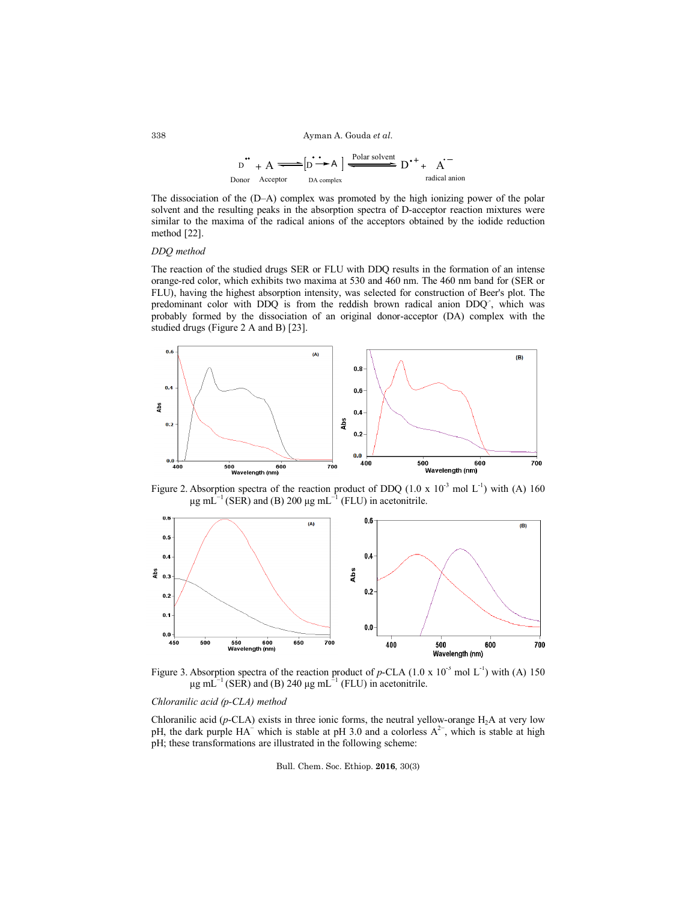$$D^{\bullet\bullet} + A \rightleftharpoons [D^{\bullet\bullet} \rightarrow A] \xrightleftharpoons{\text{Polar solvent}} D^{\bullet+} + A^{\bullet-}$$

Donor Acceptor DA complex radical anion

The dissociation of the (D–A) complex was promoted by the high ionizing power of the polar solvent and the resulting peaks in the absorption spectra of D-acceptor reaction mixtures were similar to the maxima of the radical anions of the acceptors obtained by the iodide reduction method [22].

*DDQ method*

The reaction of the studied drugs SER or FLU with DDQ results in the formation of an intense orange-red color, which exhibits two maxima at 530 and 460 nm. The 460 nm band for (SER or FLU), having the highest absorption intensity, was selected for construction of Beer's plot. The predominant color with DDQ is from the reddish brown radical anion $DDQ^{-}$, which was probably formed by the dissociation of an original donor-acceptor (DA) complex with the studied drugs (Figure 2 A and B) [23].

Figure 2. Absorption spectra of the reaction product of DDQ ($1.0 \times 10^{-3}$ mol $L^{-1}$) with (A) 160 µg $mL^{-1}$ (SER) and (B) 200 µg $mL^{-1}$ (FLU) in acetonitrile.

Figure 3. Absorption spectra of the reaction product of *p*-CLA ($1.0 \times 10^{-3}$ mol $L^{-1}$) with (A) 150 µg $mL^{-1}$ (SER) and (B) 240 µg $mL^{-1}$ (FLU) in acetonitrile.

*Chloranilic acid (p-CLA) method*

Chloranilic acid (*p*-CLA) exists in three ionic forms, the neutral yellow-orange $H_2A$ at very low pH, the dark purple $HA^{-}$ which is stable at pH 3.0 and a colorless $A^{2-}$, which is stable at high pH; these transformations are illustrated in the following scheme: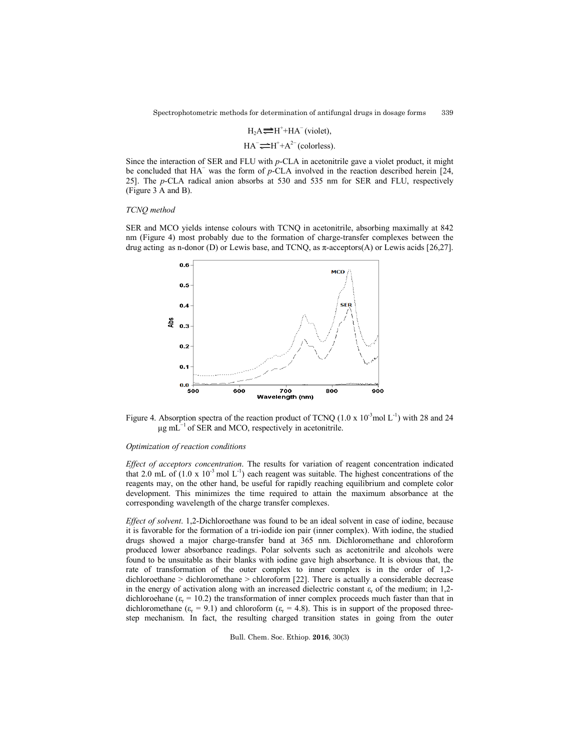$$H_2A \rightleftharpoons H^+ + HA^- \text{ (violet)},$$

$$HA^- \rightleftharpoons H^+ + A^{2-} \text{ (colorless)}.$$

Since the interaction of SER and FLU with *p*-CLA in acetonitrile gave a violet product, it might be concluded that $HA^-$ was the form of *p*-CLA involved in the reaction described herein [24, 25]. The *p*-CLA radical anion absorbs at 530 and 535 nm for SER and FLU, respectively (Figure 3 A and B).

*TCNQ method*

SER and MCO yields intense colours with TCNQ in acetonitrile, absorbing maximally at 842 nm (Figure 4) most probably due to the formation of charge-transfer complexes between the drug acting as n-donor (D) or Lewis base, and TCNQ, as π-acceptors(A) or Lewis acids [26,27].

Figure 4. Absorption spectra of the reaction product of TCNQ ($1.0 \times 10^{-3}$ mol $L^{-1}$) with 28 and 24 μg $mL^{-1}$ of SER and MCO, respectively in acetonitrile.

*Optimization of reaction conditions*

*Effect of acceptors concentration*. The results for variation of reagent concentration indicated that 2.0 mL of ($1.0 \times 10^{-3}$ mol $L^{-1}$) each reagent was suitable. The highest concentrations of the reagents may, on the other hand, be useful for rapidly reaching equilibrium and complete color development. This minimizes the time required to attain the maximum absorbance at the corresponding wavelength of the charge transfer complexes.

*Effect of solvent*. 1,2-Dichloroethane was found to be an ideal solvent in case of iodine, because it is favorable for the formation of a tri-iodide ion pair (inner complex). With iodine, the studied drugs showed a major charge-transfer band at 365 nm. Dichloromethane and chloroform produced lower absorbance readings. Polar solvents such as acetonitrile and alcohols were found to be unsuitable as their blanks with iodine gave high absorbance. It is obvious that, the rate of transformation of the outer complex to inner complex is in the order of 1,2-dichloroethane > dichloromethane > chloroform [22]. There is actually a considerable decrease in the energy of activation along with an increased dielectric constant $\varepsilon_r$ of the medium; in 1,2-dichloroehane ($\varepsilon_r$ = 10.2) the transformation of inner complex proceeds much faster than that in dichloromethane ($\varepsilon_r$ = 9.1) and chloroform ($\varepsilon_r$ = 4.8). This is in support of the proposed three-step mechanism. In fact, the resulting charged transition states in going from the outer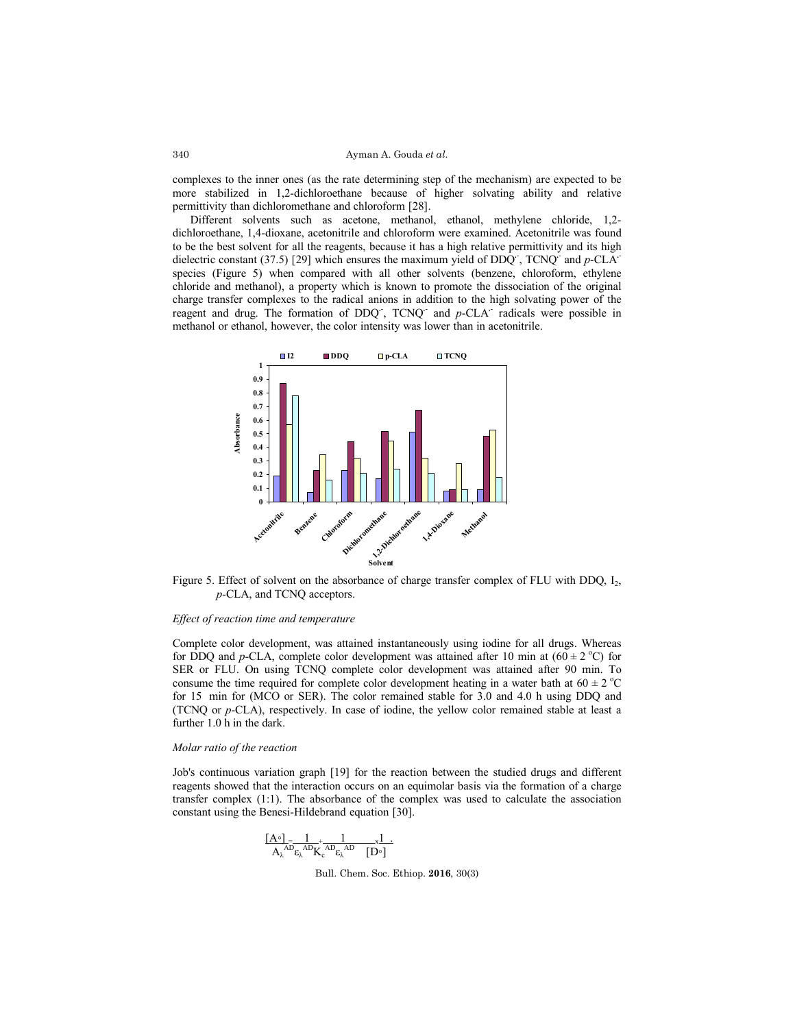complexes to the inner ones (as the rate determining step of the mechanism) are expected to be more stabilized in 1,2-dichloroethane because of higher solvating ability and relative permittivity than dichloromethane and chloroform [28].

Different solvents such as acetone, methanol, ethanol, methylene chloride, 1,2-dichloroethane, 1,4-dioxane, acetonitrile and chloroform were examined. Acetonitrile was found to be the best solvent for all the reagents, because it has a high relative permittivity and its high dielectric constant (37.5) [29] which ensures the maximum yield of $DDQ^{\cdot-}$, $TCNQ^{\cdot-}$ and $p$-$CLA^{\cdot-}$ species (Figure 5) when compared with all other solvents (benzene, chloroform, ethylene chloride and methanol), a property which is known to promote the dissociation of the original charge transfer complexes to the radical anions in addition to the high solvating power of the reagent and drug. The formation of $DDQ^{\cdot-}$, $TCNQ^{\cdot-}$ and $p$-$CLA^{\cdot-}$ radicals were possible in methanol or ethanol, however, the color intensity was lower than in acetonitrile.

Figure 5. Effect of solvent on the absorbance of charge transfer complex of FLU with DDQ, $I_2$, *p*-CLA, and TCNQ acceptors.

*Effect of reaction time and temperature*

Complete color development, was attained instantaneously using iodine for all drugs. Whereas for DDQ and *p*-CLA, complete color development was attained after 10 min at (60 ± 2 °C) for SER or FLU. On using TCNQ complete color development was attained after 90 min. To consume the time required for complete color development heating in a water bath at 60 ± 2 °C for 15 min for (MCO or SER). The color remained stable for 3.0 and 4.0 h using DDQ and (TCNQ or *p*-CLA), respectively. In case of iodine, the yellow color remained stable at least a further 1.0 h in the dark.

*Molar ratio of the reaction*

Job's continuous variation graph [19] for the reaction between the studied drugs and different reagents showed that the interaction occurs on an equimolar basis via the formation of a charge transfer complex (1:1). The absorbance of the complex was used to calculate the association constant using the Benesi-Hildebrand equation [30].

$$\frac{[A_\circ]}{A_\lambda^{AD}} = \frac{1}{\varepsilon_\lambda^{AD}} + \frac{1}{K_c^{AD}\varepsilon_\lambda^{AD}} \times \frac{1}{[D_\circ]}$$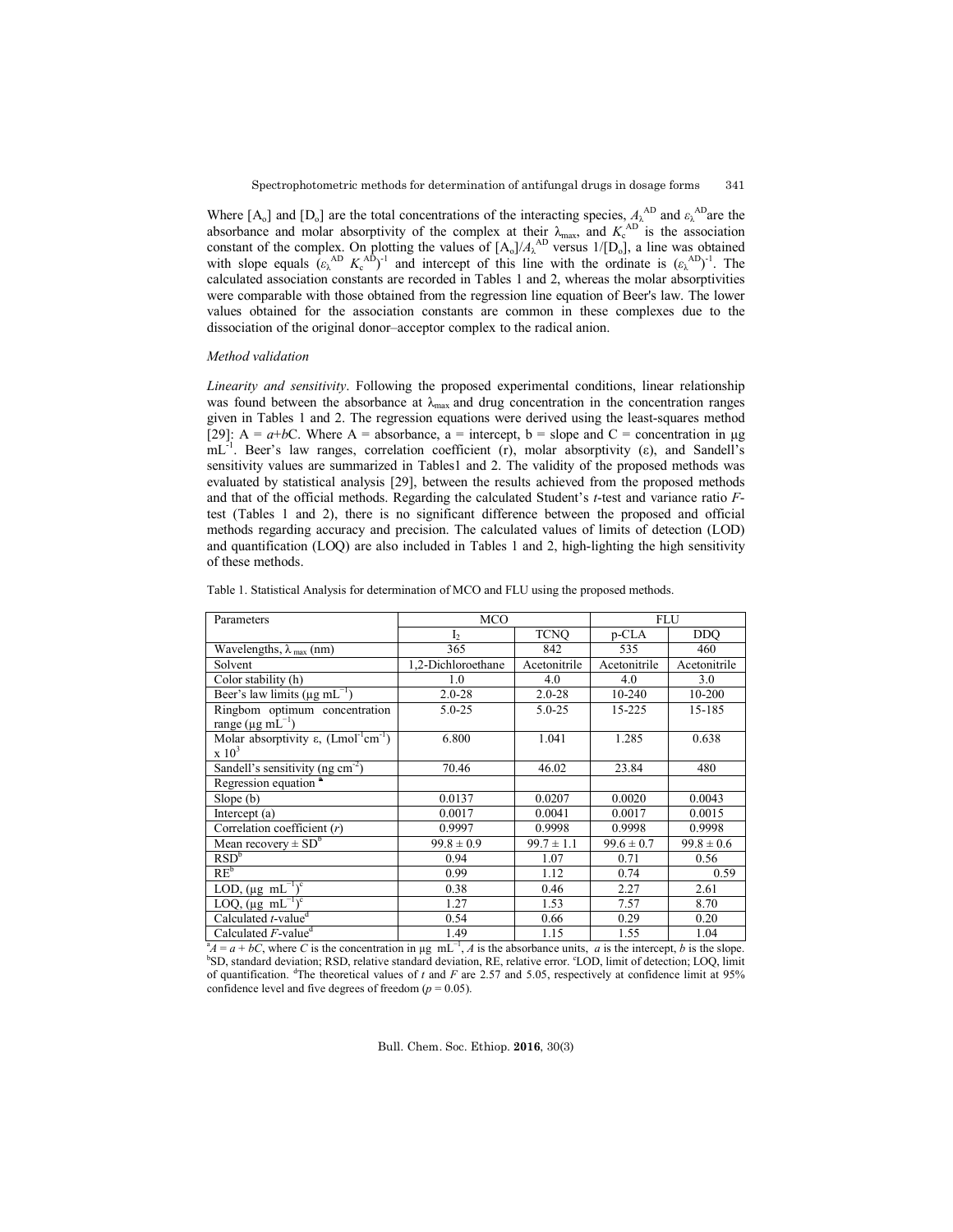Where $[A_o]$ and $[D_o]$ are the total concentrations of the interacting species, $A_\lambda^{AD}$ and $\varepsilon_\lambda^{AD}$ are the absorbance and molar absorptivity of the complex at their $\lambda_{max}$, and $K_c^{AD}$ is the association constant of the complex. On plotting the values of $[A_o]/A_\lambda^{AD}$ versus $1/[D_o]$, a line was obtained with slope equals $(\varepsilon_\lambda^{AD} K_c^{AD})^{-1}$ and intercept of this line with the ordinate is $(\varepsilon_\lambda^{AD})^{-1}$. The calculated association constants are recorded in Tables 1 and 2, whereas the molar absorptivities were comparable with those obtained from the regression line equation of Beer's law. The lower values obtained for the association constants are common in these complexes due to the dissociation of the original donor–acceptor complex to the radical anion.

*Method validation*

*Linearity and sensitivity*. Following the proposed experimental conditions, linear relationship was found between the absorbance at $\lambda_{max}$ and drug concentration in the concentration ranges given in Tables 1 and 2. The regression equations were derived using the least-squares method [29]: $A = a+bC$. Where A = absorbance, a = intercept, b = slope and C = concentration in µg mL$^{-1}$. Beer's law ranges, correlation coefficient (r), molar absorptivity (ε), and Sandell's sensitivity values are summarized in Tables1 and 2. The validity of the proposed methods was evaluated by statistical analysis [29], between the results achieved from the proposed methods and that of the official methods. Regarding the calculated Student's *t*-test and variance ratio *F*-test (Tables 1 and 2), there is no significant difference between the proposed and official methods regarding accuracy and precision. The calculated values of limits of detection (LOD) and quantification (LOQ) are also included in Tables 1 and 2, high-lighting the high sensitivity of these methods.

Table 1. Statistical Analysis for determination of MCO and FLU using the proposed methods.

| Parameters | MCO | | FLU | |
|---|---|---|---|---|
| | $I_2$ | TCNQ | p-CLA | DDQ |
| Wavelengths, $\lambda_{max}$ (nm) | 365 | 842 | 535 | 460 |
| Solvent | 1,2-Dichloroethane | Acetonitrile | Acetonitrile | Acetonitrile |
| Color stability (h) | 1.0 | 4.0 | 4.0 | 3.0 |
| Beer's law limits (µg mL$^{-1}$) | 2.0-28 | 2.0-28 | 10-240 | 10-200 |
| Ringbom optimum concentration range (µg mL$^{-1}$) | 5.0-25 | 5.0-25 | 15-225 | 15-185 |
| Molar absorptivity ε, (Lmol$^{-1}$cm$^{-1}$) x 10$^3$ | 6.800 | 1.041 | 1.285 | 0.638 |
| Sandell's sensitivity (ng cm$^{-2}$) | 70.46 | 46.02 | 23.84 | 480 |
| Regression equation [a] | | | | |
| Slope (b) | 0.0137 | 0.0207 | 0.0020 | 0.0043 |
| Intercept (a) | 0.0017 | 0.0041 | 0.0017 | 0.0015 |
| Correlation coefficient (*r*) | 0.9997 | 0.9998 | 0.9998 | 0.9998 |
| Mean recovery ± SD[b] | 99.8 ± 0.9 | 99.7 ± 1.1 | 99.6 ± 0.7 | 99.8 ± 0.6 |
| RSD[b] | 0.94 | 1.07 | 0.71 | 0.56 |
| RE[b] | 0.99 | 1.12 | 0.74 | 0.59 |
| LOD, (µg mL$^{-1}$)[c] | 0.38 | 0.46 | 2.27 | 2.61 |
| LOQ, (µg mL$^{-1}$)[c] | 1.27 | 1.53 | 7.57 | 8.70 |
| Calculated *t*-value[d] | 0.54 | 0.66 | 0.29 | 0.20 |
| Calculated *F*-value[d] | 1.49 | 1.15 | 1.55 | 1.04 |

[a] $A = a + bC$, where *C* is the concentration in µg mL$^{-1}$, *A* is the absorbance units, *a* is the intercept, *b* is the slope. [b] SD, standard deviation; RSD, relative standard deviation, RE, relative error. [c] LOD, limit of detection; LOQ, limit of quantification. [d] The theoretical values of *t* and *F* are 2.57 and 5.05, respectively at confidence limit at 95% confidence level and five degrees of freedom ($p = 0.05$).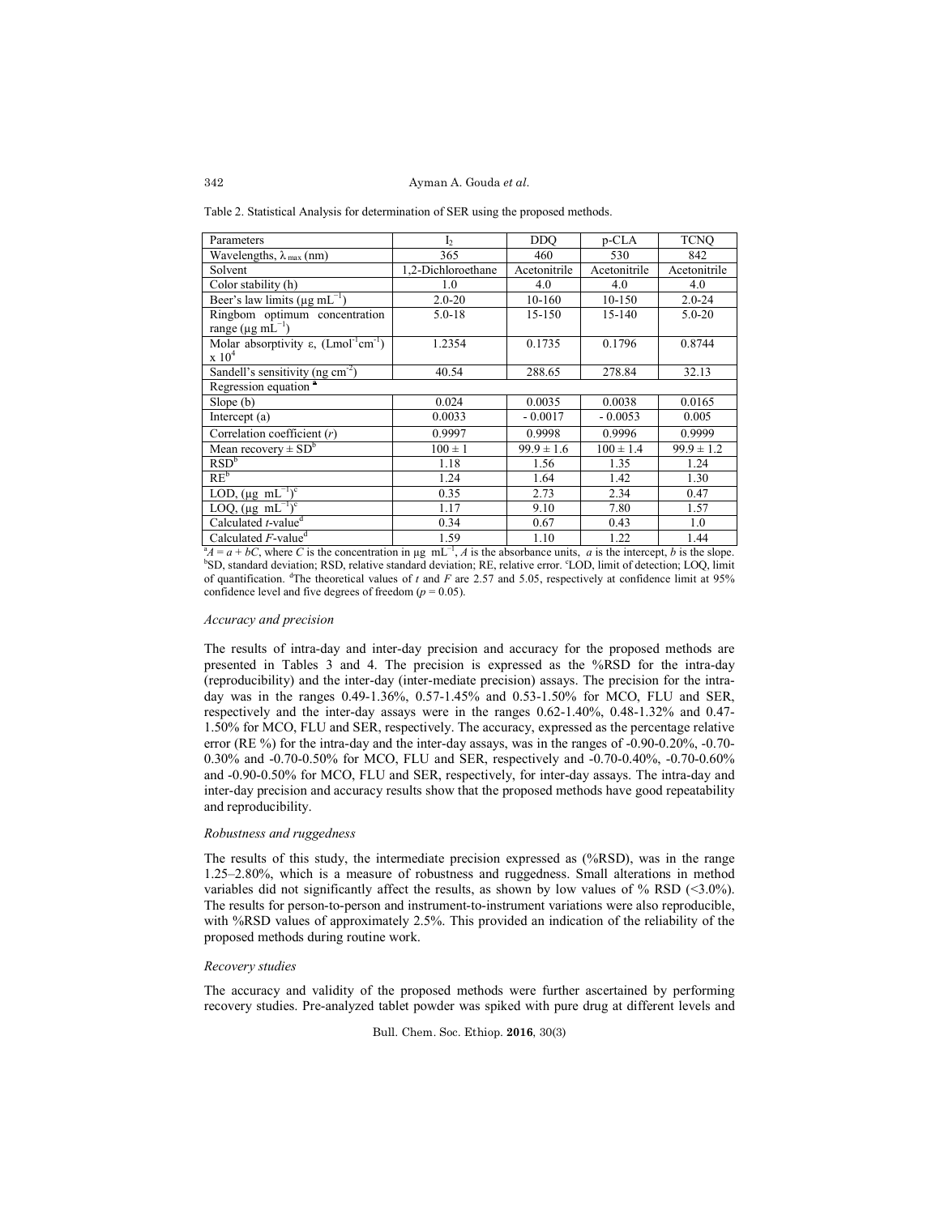Table 2. Statistical Analysis for determination of SER using the proposed methods.

| Parameters | $I_2$ | DDQ | p-CLA | TCNQ |
|---|---|---|---|---|
| Wavelengths, $\lambda_{max}$ (nm) | 365 | 460 | 530 | 842 |
| Solvent | 1,2-Dichloroethane | Acetonitrile | Acetonitrile | Acetonitrile |
| Color stability (h) | 1.0 | 4.0 | 4.0 | 4.0 |
| Beer's law limits (μg $mL^{-1}$) | 2.0-20 | 10-160 | 10-150 | 2.0-24 |
| Ringbom optimum concentration range (μg $mL^{-1}$) | 5.0-18 | 15-150 | 15-140 | 5.0-20 |
| Molar absorptivity ε, ($Lmol^{-1}cm^{-1}$) x $10^4$ | 1.2354 | 0.1735 | 0.1796 | 0.8744 |
| Sandell's sensitivity (ng $cm^{-2}$) | 40.54 | 288.65 | 278.84 | 32.13 |
| Regression equation [a] | | | | |
| Slope (b) | 0.024 | 0.0035 | 0.0038 | 0.0165 |
| Intercept (a) | 0.0033 | - 0.0017 | - 0.0053 | 0.005 |
| Correlation coefficient (*r*) | 0.9997 | 0.9998 | 0.9996 | 0.9999 |
| Mean recovery ± SD[b] | 100 ± 1 | 99.9 ± 1.6 | 100 ± 1.4 | 99.9 ± 1.2 |
| RSD[b] | 1.18 | 1.56 | 1.35 | 1.24 |
| RE[b] | 1.24 | 1.64 | 1.42 | 1.30 |
| LOD, (μg $mL^{-1}$)[c] | 0.35 | 2.73 | 2.34 | 0.47 |
| LOQ, (μg $mL^{-1}$)[c] | 1.17 | 9.10 | 7.80 | 1.57 |
| Calculated *t*-value[d] | 0.34 | 0.67 | 0.43 | 1.0 |
| Calculated *F*-value[d] | 1.59 | 1.10 | 1.22 | 1.44 |

[a] $A = a + bC$, where $C$ is the concentration in μg $mL^{-1}$, $A$ is the absorbance units, $a$ is the intercept, $b$ is the slope. [b] SD, standard deviation; RSD, relative standard deviation; RE, relative error. [c] LOD, limit of detection; LOQ, limit of quantification. [d] The theoretical values of *t* and *F* are 2.57 and 5.05, respectively at confidence limit at 95% confidence level and five degrees of freedom ($p = 0.05$).

### *Accuracy and precision*

The results of intra-day and inter-day precision and accuracy for the proposed methods are presented in Tables 3 and 4. The precision is expressed as the %RSD for the intra-day (reproducibility) and the inter-day (inter-mediate precision) assays. The precision for the intra-day was in the ranges 0.49-1.36%, 0.57-1.45% and 0.53-1.50% for MCO, FLU and SER, respectively and the inter-day assays were in the ranges 0.62-1.40%, 0.48-1.32% and 0.47-1.50% for MCO, FLU and SER, respectively. The accuracy, expressed as the percentage relative error (RE %) for the intra-day and the inter-day assays, was in the ranges of -0.90-0.20%, -0.70-0.30% and -0.70-0.50% for MCO, FLU and SER, respectively and -0.70-0.40%, -0.70-0.60% and -0.90-0.50% for MCO, FLU and SER, respectively, for inter-day assays. The intra-day and inter-day precision and accuracy results show that the proposed methods have good repeatability and reproducibility.

### *Robustness and ruggedness*

The results of this study, the intermediate precision expressed as (%RSD), was in the range 1.25–2.80%, which is a measure of robustness and ruggedness. Small alterations in method variables did not significantly affect the results, as shown by low values of % RSD (<3.0%). The results for person-to-person and instrument-to-instrument variations were also reproducible, with %RSD values of approximately 2.5%. This provided an indication of the reliability of the proposed methods during routine work.

### *Recovery studies*

The accuracy and validity of the proposed methods were further ascertained by performing recovery studies. Pre-analyzed tablet powder was spiked with pure drug at different levels and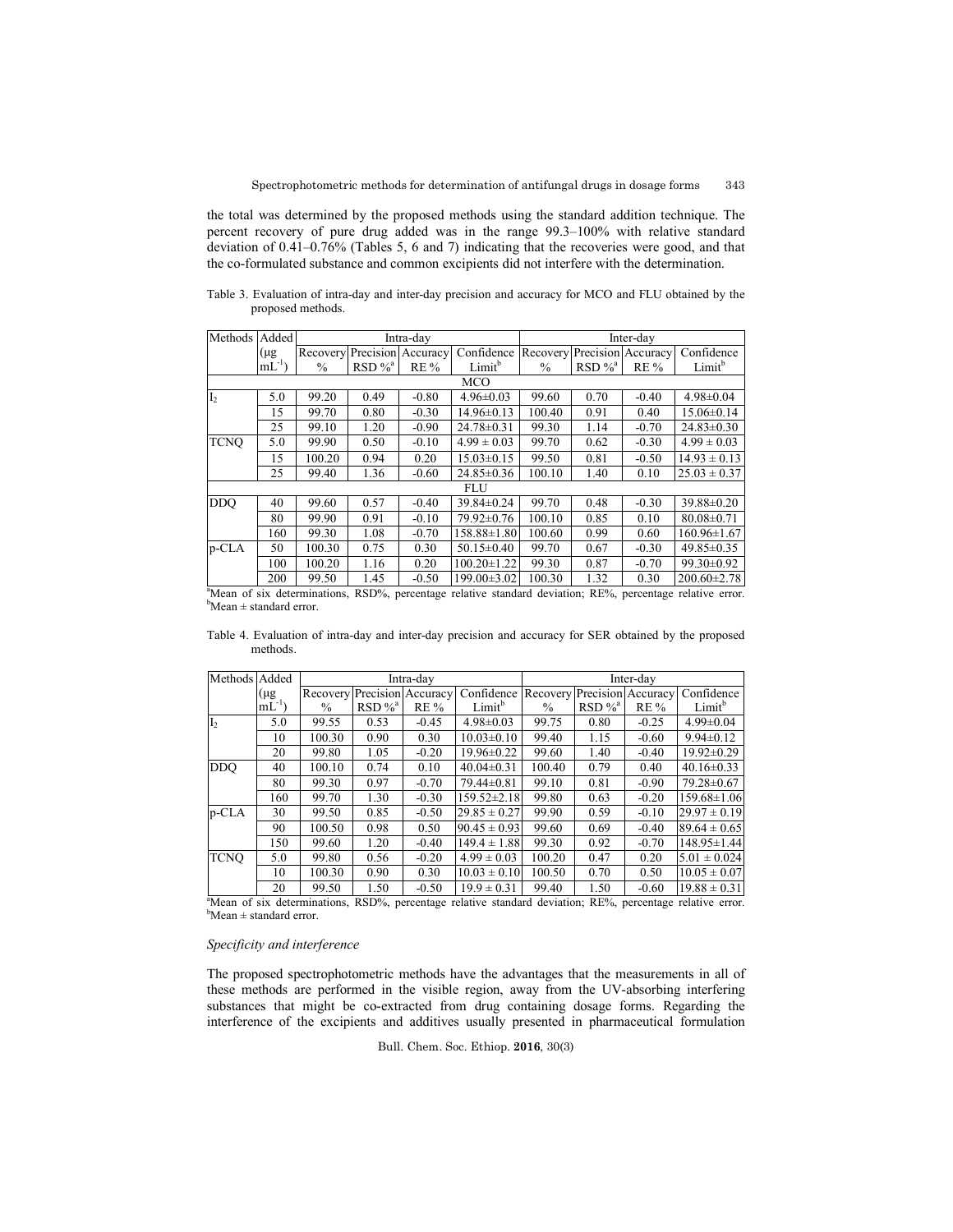the total was determined by the proposed methods using the standard addition technique. The percent recovery of pure drug added was in the range 99.3–100% with relative standard deviation of 0.41–0.76% (Tables 5, 6 and 7) indicating that the recoveries were good, and that the co-formulated substance and common excipients did not interfere with the determination.

Table 3. Evaluation of intra-day and inter-day precision and accuracy for MCO and FLU obtained by the proposed methods.

| Methods | Added | Intra-day | | | | Inter-day | | | |
|---|---|---|---|---|---|---|---|---|---|
| | (μg mL$^{-1}$) | Recovery % | Precision RSD %[a] | Accuracy RE % | Confidence Limit[b] | Recovery % | Precision RSD %[a] | Accuracy RE % | Confidence Limit[b] |
| MCO | | | | | | | | | |
| $I_2$ | 5.0 | 99.20 | 0.49 | -0.80 | 4.96±0.03 | 99.60 | 0.70 | -0.40 | 4.98±0.04 |
| | 15 | 99.70 | 0.80 | -0.30 | 14.96±0.13 | 100.40 | 0.91 | 0.40 | 15.06±0.14 |
| | 25 | 99.10 | 1.20 | -0.90 | 24.78±0.31 | 99.30 | 1.14 | -0.70 | 24.83±0.30 |
| TCNQ | 5.0 | 99.90 | 0.50 | -0.10 | 4.99 ± 0.03 | 99.70 | 0.62 | -0.30 | 4.99 ± 0.03 |
| | 15 | 100.20 | 0.94 | 0.20 | 15.03±0.15 | 99.50 | 0.81 | -0.50 | 14.93 ± 0.13 |
| | 25 | 99.40 | 1.36 | -0.60 | 24.85±0.36 | 100.10 | 1.40 | 0.10 | 25.03 ± 0.37 |
| FLU | | | | | | | | | |
| DDQ | 40 | 99.60 | 0.57 | -0.40 | 39.84±0.24 | 99.70 | 0.48 | -0.30 | 39.88±0.20 |
| | 80 | 99.90 | 0.91 | -0.10 | 79.92±0.76 | 100.10 | 0.85 | 0.10 | 80.08±0.71 |
| | 160 | 99.30 | 1.08 | -0.70 | 158.88±1.80 | 100.60 | 0.99 | 0.60 | 160.96±1.67 |
| p-CLA | 50 | 100.30 | 0.75 | 0.30 | 50.15±0.40 | 99.70 | 0.67 | -0.30 | 49.85±0.35 |
| | 100 | 100.20 | 1.16 | 0.20 | 100.20±1.22 | 99.30 | 0.87 | -0.70 | 99.30±0.92 |
| | 200 | 99.50 | 1.45 | -0.50 | 199.00±3.02 | 100.30 | 1.32 | 0.30 | 200.60±2.78 |

[a]Mean of six determinations, RSD%, percentage relative standard deviation; RE%, percentage relative error. [b]Mean ± standard error.

Table 4. Evaluation of intra-day and inter-day precision and accuracy for SER obtained by the proposed methods.

| Methods | Added | Intra-day | | | | Inter-day | | | |
|---|---|---|---|---|---|---|---|---|---|
| | (μg mL$^{-1}$) | Recovery % | Precision RSD %[a] | Accuracy RE % | Confidence Limit[b] | Recovery % | Precision RSD %[a] | Accuracy RE % | Confidence Limit[b] |
| $I_2$ | 5.0 | 99.55 | 0.53 | -0.45 | 4.98±0.03 | 99.75 | 0.80 | -0.25 | 4.99±0.04 |
| | 10 | 100.30 | 0.90 | 0.30 | 10.03±0.10 | 99.40 | 1.15 | -0.60 | 9.94±0.12 |
| | 20 | 99.80 | 1.05 | -0.20 | 19.96±0.22 | 99.60 | 1.40 | -0.40 | 19.92±0.29 |
| DDQ | 40 | 100.10 | 0.74 | 0.10 | 40.04±0.31 | 100.40 | 0.79 | 0.40 | 40.16±0.33 |
| | 80 | 99.30 | 0.97 | -0.70 | 79.44±0.81 | 99.10 | 0.81 | -0.90 | 79.28±0.67 |
| | 160 | 99.70 | 1.30 | -0.30 | 159.52±2.18 | 99.80 | 0.63 | -0.20 | 159.68±1.06 |
| p-CLA | 30 | 99.50 | 0.85 | -0.50 | 29.85 ± 0.27 | 99.90 | 0.59 | -0.10 | 29.97 ± 0.19 |
| | 90 | 100.50 | 0.98 | 0.50 | 90.45 ± 0.93 | 99.60 | 0.69 | -0.40 | 89.64 ± 0.65 |
| | 150 | 99.60 | 1.20 | -0.40 | 149.4 ± 1.88 | 99.30 | 0.92 | -0.70 | 148.95±1.44 |
| TCNQ | 5.0 | 99.80 | 0.56 | -0.20 | 4.99 ± 0.03 | 100.20 | 0.47 | 0.20 | 5.01 ± 0.024 |
| | 10 | 100.30 | 0.90 | 0.30 | 10.03 ± 0.10 | 100.50 | 0.70 | 0.50 | 10.05 ± 0.07 |
| | 20 | 99.50 | 1.50 | -0.50 | 19.9 ± 0.31 | 99.40 | 1.50 | -0.60 | 19.88 ± 0.31 |

[a]Mean of six determinations, RSD%, percentage relative standard deviation; RE%, percentage relative error. [b]Mean ± standard error.

### *Specificity and interference*

The proposed spectrophotometric methods have the advantages that the measurements in all of these methods are performed in the visible region, away from the UV-absorbing interfering substances that might be co-extracted from drug containing dosage forms. Regarding the interference of the excipients and additives usually presented in pharmaceutical formulation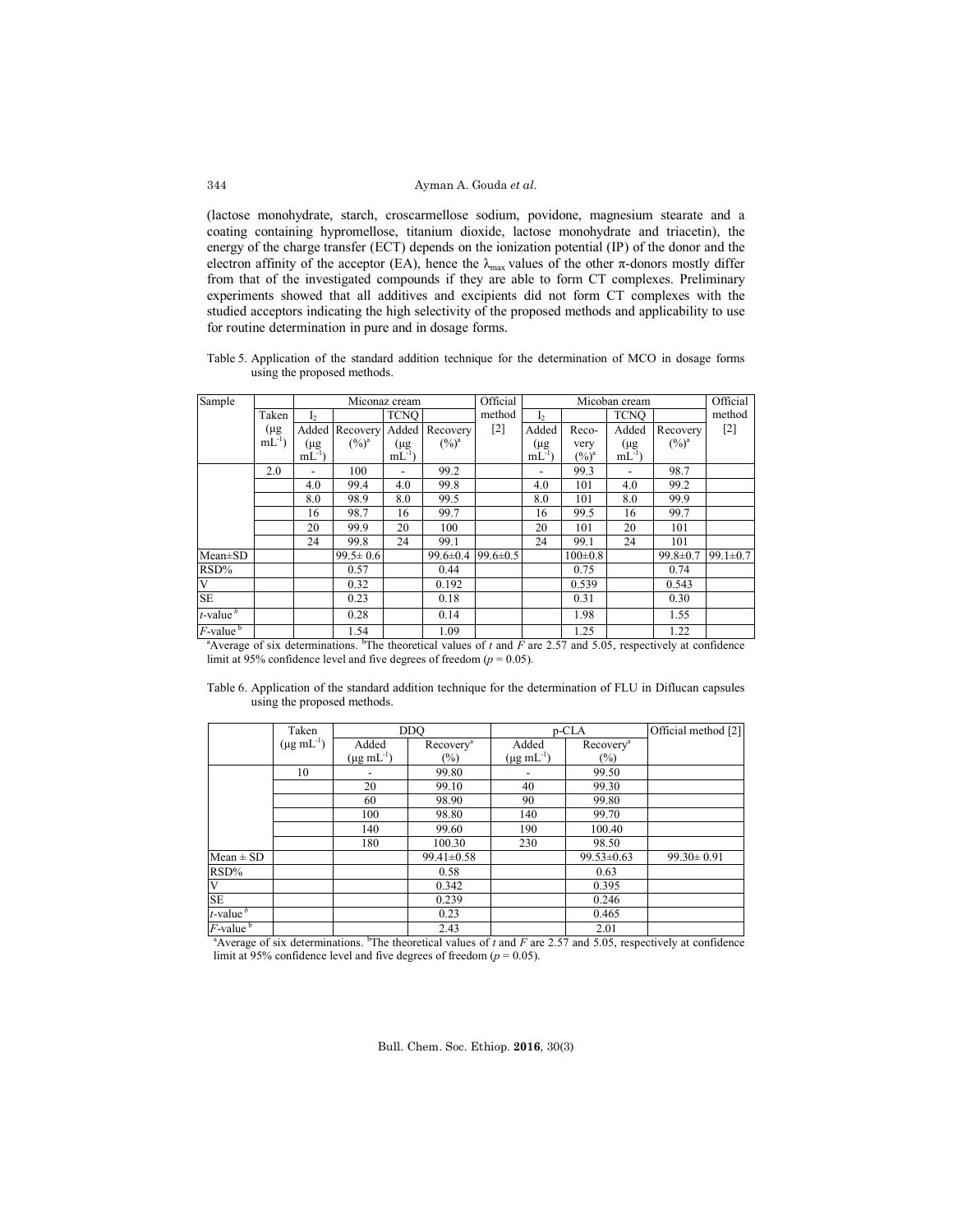(lactose monohydrate, starch, croscarmellose sodium, povidone, magnesium stearate and a coating containing hypromellose, titanium dioxide, lactose monohydrate and triacetin), the energy of the charge transfer (ECT) depends on the ionization potential (IP) of the donor and the electron affinity of the acceptor (EA), hence the $\lambda_{max}$ values of the other π-donors mostly differ from that of the investigated compounds if they are able to form CT complexes. Preliminary experiments showed that all additives and excipients did not form CT complexes with the studied acceptors indicating the high selectivity of the proposed methods and applicability to use for routine determination in pure and in dosage forms.

Table 5. Application of the standard addition technique for the determination of MCO in dosage forms using the proposed methods.

| Sample | Miconaz cream | | | | | Official method [2] | Micoban cream | | | | Official method [2] |
|---|---|---|---|---|---|---|---|---|---|---|---|
| | Taken (μg mL$^{-1}$) | $I_2$ | | TCNQ | | | $I_2$ | | TCNQ | | |
| | | Added (μg mL$^{-1}$) | Recovery (%)[a] | Added (μg mL$^{-1}$) | Recovery (%)[a] | | Added (μg mL$^{-1}$) | Recovery (%)[a] | Added (μg mL$^{-1}$) | Recovery (%)[a] | |
| | 2.0 | - | 100 | - | 99.2 | | - | 99.3 | - | 98.7 | |
| | | 4.0 | 99.4 | 4.0 | 99.8 | | 4.0 | 101 | 4.0 | 99.2 | |
| | | 8.0 | 98.9 | 8.0 | 99.5 | | 8.0 | 101 | 8.0 | 99.9 | |
| | | 16 | 98.7 | 16 | 99.7 | | 16 | 99.5 | 16 | 99.7 | |
| | | 20 | 99.9 | 20 | 100 | | 20 | 101 | 20 | 101 | |
| | | 24 | 99.8 | 24 | 99.1 | | 24 | 99.1 | 24 | 101 | |
| Mean±SD | | | 99.5± 0.6 | | 99.6±0.4 | 99.6±0.5 | | 100±0.8 | | 99.8±0.7 | 99.1±0.7 |
| RSD% | | | 0.57 | | 0.44 | | | 0.75 | | 0.74 | |
| V | | | 0.32 | | 0.192 | | | 0.539 | | 0.543 | |
| SE | | | 0.23 | | 0.18 | | | 0.31 | | 0.30 | |
| $t$-value[b] | | | 0.28 | | 0.14 | | | 1.98 | | 1.55 | |
| $F$-value[b] | | | 1.54 | | 1.09 | | | 1.25 | | 1.22 | |

[a]Average of six determinations. [b]The theoretical values of $t$ and $F$ are 2.57 and 5.05, respectively at confidence limit at 95% confidence level and five degrees of freedom ($p$ = 0.05).

Table 6. Application of the standard addition technique for the determination of FLU in Diflucan capsules using the proposed methods.

| | Taken (μg mL$^{-1}$) | DDQ | | p-CLA | | Official method [2] |
|---|---|---|---|---|---|---|
| | | Added (μg mL$^{-1}$) | Recovery[a] (%) | Added (μg mL$^{-1}$) | Recovery[a] (%) | |
| | 10 | - | 99.80 | - | 99.50 | |
| | | 20 | 99.10 | 40 | 99.30 | |
| | | 60 | 98.90 | 90 | 99.80 | |
| | | 100 | 98.80 | 140 | 99.70 | |
| | | 140 | 99.60 | 190 | 100.40 | |
| | | 180 | 100.30 | 230 | 98.50 | |
| Mean ± SD | | | 99.41±0.58 | | 99.53±0.63 | 99.30± 0.91 |
| RSD% | | | 0.58 | | 0.63 | |
| V | | | 0.342 | | 0.395 | |
| SE | | | 0.239 | | 0.246 | |
| $t$-value[b] | | | 0.23 | | 0.465 | |
| $F$-value[b] | | | 2.43 | | 2.01 | |

[a]Average of six determinations. [b]The theoretical values of $t$ and $F$ are 2.57 and 5.05, respectively at confidence limit at 95% confidence level and five degrees of freedom ($p$ = 0.05).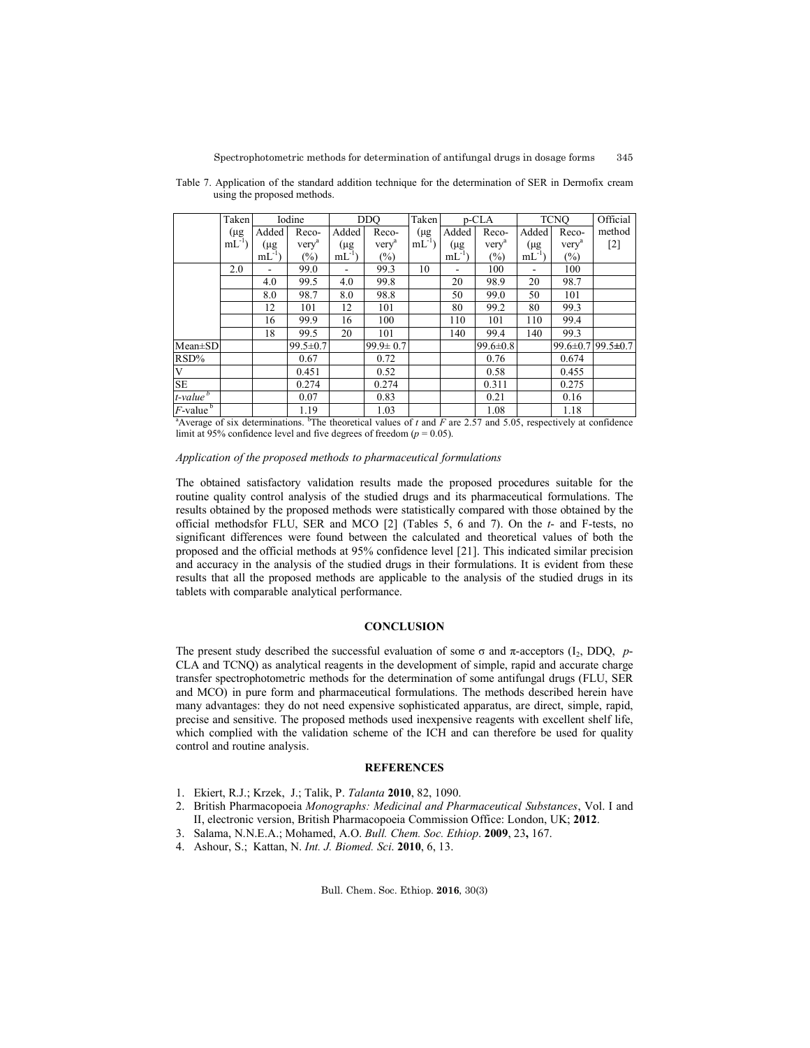Table 7. Application of the standard addition technique for the determination of SER in Dermofix cream using the proposed methods.

| | Taken (μg mL$^{-1}$) | Iodine | | DDQ | | Taken (μg mL$^{-1}$) | p-CLA | | TCNQ | | Official method [2] |
|---|---|---|---|---|---|---|---|---|---|---|---|
| | | Added (μg mL$^{-1}$) | Recovery[a] (%) | Added (μg mL$^{-1}$) | Recovery[a] (%) | | Added (μg mL$^{-1}$) | Recovery[a] (%) | Added (μg mL$^{-1}$) | Recovery[a] (%) | |
| | 2.0 | - | 99.0 | - | 99.3 | 10 | - | 100 | - | 100 | |
| | | 4.0 | 99.5 | 4.0 | 99.8 | | 20 | 98.9 | 20 | 98.7 | |
| | | 8.0 | 98.7 | 8.0 | 98.8 | | 50 | 99.0 | 50 | 101 | |
| | | 12 | 101 | 12 | 101 | | 80 | 99.2 | 80 | 99.3 | |
| | | 16 | 99.9 | 16 | 100 | | 110 | 101 | 110 | 99.4 | |
| | | 18 | 99.5 | 20 | 101 | | 140 | 99.4 | 140 | 99.3 | |
| Mean±SD | | | 99.5±0.7 | | 99.9± 0.7 | | | 99.6±0.8 | | 99.6±0.7 | 99.5±0.7 |
| RSD% | | | 0.67 | | 0.72 | | | 0.76 | | 0.674 | |
| V | | | 0.451 | | 0.52 | | | 0.58 | | 0.455 | |
| SE | | | 0.274 | | 0.274 | | | 0.311 | | 0.275 | |
| *t*-value[b] | | | 0.07 | | 0.83 | | | 0.21 | | 0.16 | |
| *F*-value[b] | | | 1.19 | | 1.03 | | | 1.08 | | 1.18 | |

[a]Average of six determinations. [b]The theoretical values of *t* and *F* are 2.57 and 5.05, respectively at confidence limit at 95% confidence level and five degrees of freedom ($p = 0.05$).

*Application of the proposed methods to pharmaceutical formulations*

The obtained satisfactory validation results made the proposed procedures suitable for the routine quality control analysis of the studied drugs and its pharmaceutical formulations. The results obtained by the proposed methods were statistically compared with those obtained by the official methodsfor FLU, SER and MCO [2] (Tables 5, 6 and 7). On the *t*- and F-tests, no significant differences were found between the calculated and theoretical values of both the proposed and the official methods at 95% confidence level [21]. This indicated similar precision and accuracy in the analysis of the studied drugs in their formulations. It is evident from these results that all the proposed methods are applicable to the analysis of the studied drugs in its tablets with comparable analytical performance.

## CONCLUSION

The present study described the successful evaluation of some σ and π-acceptors ($I_2$, DDQ, *p*-CLA and TCNQ) as analytical reagents in the development of simple, rapid and accurate charge transfer spectrophotometric methods for the determination of some antifungal drugs (FLU, SER and MCO) in pure form and pharmaceutical formulations. The methods described herein have many advantages: they do not need expensive sophisticated apparatus, are direct, simple, rapid, precise and sensitive. The proposed methods used inexpensive reagents with excellent shelf life, which complied with the validation scheme of the ICH and can therefore be used for quality control and routine analysis.

## REFERENCES

1. Ekiert, R.J.; Krzek, J.; Talik, P. *Talanta* **2010**, 82, 1090.
2. British Pharmacopoeia *Monographs: Medicinal and Pharmaceutical Substances*, Vol. I and II, electronic version, British Pharmacopoeia Commission Office: London, UK; **2012**.
3. Salama, N.N.E.A.; Mohamed, A.O. *Bull. Chem. Soc. Ethiop.* **2009**, 23**,** 167.
4. Ashour, S.; Kattan, N. *Int. J. Biomed. Sci.* **2010**, 6, 13.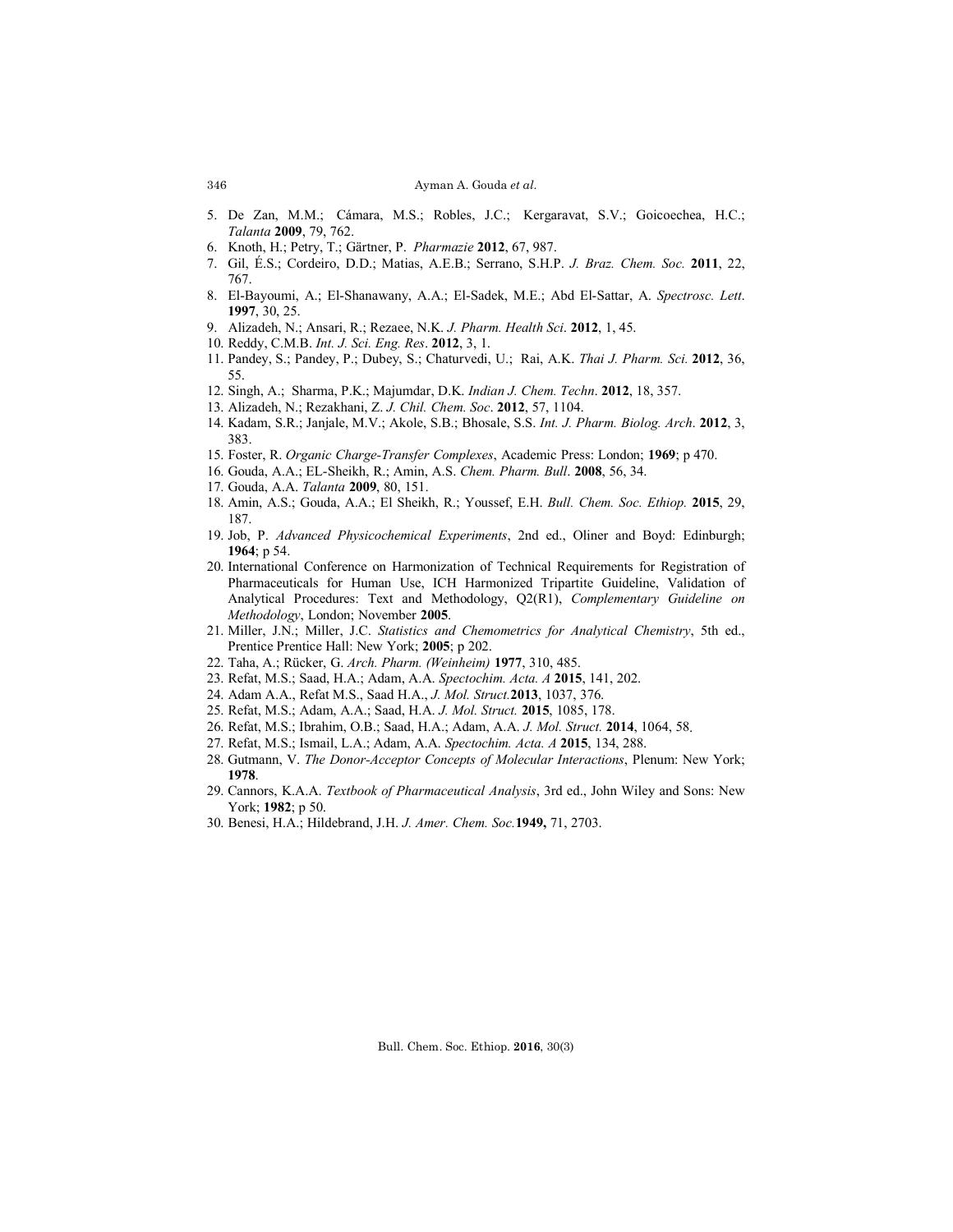5. De Zan, M.M.; Cámara, M.S.; Robles, J.C.; Kergaravat, S.V.; Goicoechea, H.C.; *Talanta* **2009**, 79, 762.
6. Knoth, H.; Petry, T.; Gärtner, P. *Pharmazie* **2012**, 67, 987.
7. Gil, É.S.; Cordeiro, D.D.; Matias, A.E.B.; Serrano, S.H.P. *J. Braz. Chem. Soc.* **2011**, 22, 767.
8. El-Bayoumi, A.; El-Shanawany, A.A.; El-Sadek, M.E.; Abd El-Sattar, A. *Spectrosc. Lett*. **1997**, 30, 25.
9. Alizadeh, N.; Ansari, R.; Rezaee, N.K. *J. Pharm. Health Sci*. **2012**, 1, 45.
10. Reddy, C.M.B. *Int. J. Sci. Eng. Res*. **2012**, 3, 1.
11. Pandey, S.; Pandey, P.; Dubey, S.; Chaturvedi, U.; Rai, A.K. *Thai J. Pharm. Sci.* **2012**, 36, 55.
12. Singh, A.; Sharma, P.K.; Majumdar, D.K. *Indian J. Chem. Techn*. **2012**, 18, 357.
13. Alizadeh, N.; Rezakhani, Z. *J. Chil. Chem. Soc*. **2012**, 57, 1104.
14. Kadam, S.R.; Janjale, M.V.; Akole, S.B.; Bhosale, S.S. *Int. J. Pharm. Biolog. Arch*. **2012**, 3, 383.
15. Foster, R. *Organic Charge-Transfer Complexes*, Academic Press: London; **1969**; p 470.
16. Gouda, A.A.; EL-Sheikh, R.; Amin, A.S. *Chem. Pharm. Bull*. **2008**, 56, 34.
17. Gouda, A.A. *Talanta* **2009**, 80, 151.
18. Amin, A.S.; Gouda, A.A.; El Sheikh, R.; Youssef, E.H. *Bull. Chem. Soc. Ethiop.* **2015**, 29, 187.
19. Job, P. *Advanced Physicochemical Experiments*, 2nd ed., Oliner and Boyd: Edinburgh; **1964**; p 54.
20. International Conference on Harmonization of Technical Requirements for Registration of Pharmaceuticals for Human Use, ICH Harmonized Tripartite Guideline, Validation of Analytical Procedures: Text and Methodology, Q2(R1), *Complementary Guideline on Methodology*, London; November **2005**.
21. Miller, J.N.; Miller, J.C. *Statistics and Chemometrics for Analytical Chemistry*, 5th ed., Prentice Prentice Hall: New York; **2005**; p 202.
22. Taha, A.; Rücker, G. *Arch. Pharm. (Weinheim)* **1977**, 310, 485.
23. Refat, M.S.; Saad, H.A.; Adam, A.A. *Spectochim. Acta. A* **2015**, 141, 202.
24. Adam A.A., Refat M.S., Saad H.A., *J. Mol. Struct.* **2013**, 1037, 376.
25. Refat, M.S.; Adam, A.A.; Saad, H.A. *J. Mol. Struct.* **2015**, 1085, 178.
26. Refat, M.S.; Ibrahim, O.B.; Saad, H.A.; Adam, A.A. *J. Mol. Struct.* **2014**, 1064, 58.
27. Refat, M.S.; Ismail, L.A.; Adam, A.A. *Spectochim. Acta. A* **2015**, 134, 288.
28. Gutmann, V. *The Donor-Acceptor Concepts of Molecular Interactions*, Plenum: New York; **1978**.
29. Cannors, K.A.A. *Textbook of Pharmaceutical Analysis*, 3rd ed., John Wiley and Sons: New York; **1982**; p 50.
30. Benesi, H.A.; Hildebrand, J.H. *J. Amer. Chem. Soc.* **1949,** 71, 2703.